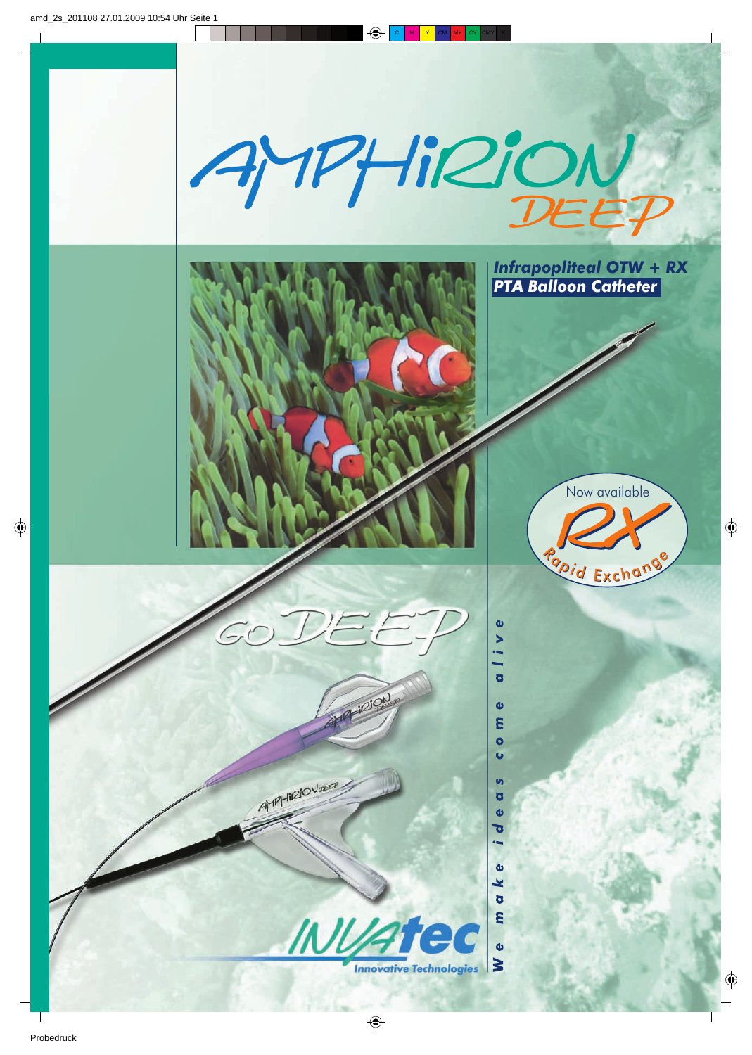# AMPHIRION DEEP

***Infrapopliteal OTW + RX***
***PTA Balloon Catheter***

Now available
RX
Rapid Exchange

GO DEEP

INVATEC
Innovative Technologies

*We make ideas come alive*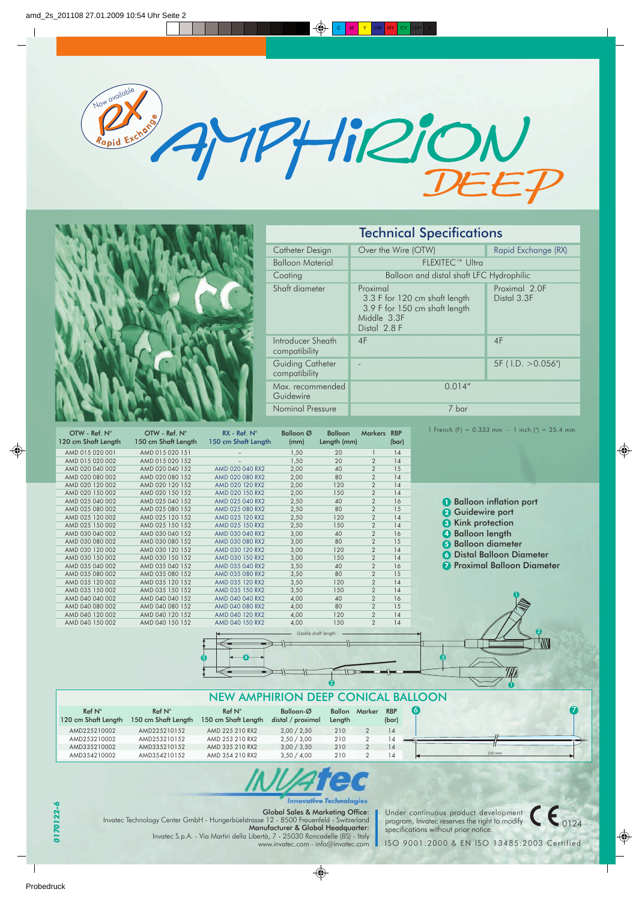Now available RX Rapid Exchange

# AMPHIRION DEEP

## Technical Specifications

| | | |
|---|---|---|
| Catheter Design | Over the Wire (OTW) | Rapid Exchange (RX) |
| Balloon Material | FLEXITEC™ Ultra | |
| Coating | Balloon and distal shaft LFC Hydrophilic | |
| Shaft diameter | Proximal<br>3.3 F for 120 cm shaft length<br>3.9 F for 150 cm shaft length<br>Middle 3.3F<br>Distal 2.8 F | Proximal 2.0F<br>Distal 3.3F |
| Introducer Sheath compatibility | 4F | 4F |
| Guiding Catheter compatibility | - | 5F ( I.D. >0.056") |
| Max. recommended Guidewire | 0.014" | |
| Nominal Pressure | 7 bar | |

1 French (F) = 0.333 mm - 1 inch (") = 25.4 mm

| OTW - Ref. N° 120 cm Shaft Length | OTW - Ref. N° 150 cm Shaft Length | RX - Ref. N° 150 cm Shaft Length | Balloon Ø (mm) | Balloon Length (mm) | Markers | RBP (bar) |
|---|---|---|---|---|---|---|
| AMD 015 020 001 | AMD 015 020 151 | - | 1,50 | 20 | 1 | 14 |
| AMD 015 020 002 | AMD 015 020 152 | - | 1,50 | 20 | 2 | 14 |
| AMD 020 040 002 | AMD 020 040 152 | AMD 020 040 RX2 | 2,00 | 40 | 2 | 15 |
| AMD 020 080 002 | AMD 020 080 152 | AMD 020 080 RX2 | 2,00 | 80 | 2 | 14 |
| AMD 020 120 002 | AMD 020 120 152 | AMD 020 120 RX2 | 2,00 | 120 | 2 | 14 |
| AMD 020 150 002 | AMD 020 150 152 | AMD 020 150 RX2 | 2,00 | 150 | 2 | 14 |
| AMD 025 040 002 | AMD 025 040 152 | AMD 025 040 RX2 | 2,50 | 40 | 2 | 16 |
| AMD 025 080 002 | AMD 025 080 152 | AMD 025 080 RX2 | 2,50 | 80 | 2 | 15 |
| AMD 025 120 002 | AMD 025 120 152 | AMD 025 120 RX2 | 2,50 | 120 | 2 | 14 |
| AMD 025 150 002 | AMD 025 150 152 | AMD 025 150 RX2 | 2,50 | 150 | 2 | 14 |
| AMD 030 040 002 | AMD 030 040 152 | AMD 030 040 RX2 | 3,00 | 40 | 2 | 16 |
| AMD 030 080 002 | AMD 030 080 152 | AMD 030 080 RX2 | 3,00 | 80 | 2 | 15 |
| AMD 030 120 002 | AMD 030 120 152 | AMD 030 120 RX2 | 3,00 | 120 | 2 | 14 |
| AMD 030 150 002 | AMD 030 150 152 | AMD 030 150 RX2 | 3,00 | 150 | 2 | 14 |
| AMD 035 040 002 | AMD 035 040 152 | AMD 035 040 RX2 | 3,50 | 40 | 2 | 16 |
| AMD 035 080 002 | AMD 035 080 152 | AMD 035 080 RX2 | 3,50 | 80 | 2 | 15 |
| AMD 035 120 002 | AMD 035 120 152 | AMD 035 120 RX2 | 3,50 | 120 | 2 | 14 |
| AMD 035 150 002 | AMD 035 150 152 | AMD 035 150 RX2 | 3,50 | 150 | 2 | 14 |
| AMD 040 040 002 | AMD 040 040 152 | AMD 040 040 RX2 | 4,00 | 40 | 2 | 16 |
| AMD 040 080 002 | AMD 040 080 152 | AMD 040 080 RX2 | 4,00 | 80 | 2 | 15 |
| AMD 040 120 002 | AMD 040 120 152 | AMD 040 120 RX2 | 4,00 | 120 | 2 | 14 |
| AMD 040 150 002 | AMD 040 150 152 | AMD 040 150 RX2 | 4,00 | 150 | 2 | 14 |

1. Balloon inflation port
2. Guidewire port
3. Kink protection
4. Balloon length
5. Balloon diameter
6. Distal Balloon Diameter
7. Proximal Balloon Diameter

Usable shaft length

## NEW AMPHIRION DEEP CONICAL BALLOON

| Ref N° 120 cm Shaft Length | Ref N° 150 cm Shaft Length | Ref N° 150 cm Shaft Length | Balloon-Ø distal / proximal | Ballon Length | Marker | RBP (bar) |
|---|---|---|---|---|---|---|
| AMD225210002 | AMD225210152 | AMD 225 210 RX2 | 2,00 / 2,50 | 210 | 2 | 14 |
| AMD253210002 | AMD253210152 | AMD 253 210 RX2 | 2,50 / 3,00 | 210 | 2 | 14 |
| AMD335210002 | AMD335210152 | AMD 335 210 RX2 | 3,00 / 3,50 | 210 | 2 | 14 |
| AMD354210002 | AMD354210152 | AMD 354 210 RX2 | 3,50 / 4,00 | 210 | 2 | 14 |

210 mm

INVATEC Innovative Technologies

**Global Sales & Marketing Office:**
Invatec Technology Center GmbH - Hungerbüelstrasse 12 - 8500 Frauenfeld - Switzerland
**Manufacturer & Global Headquarter:**
Invatec S.p.A. - Via Martiri della Libertà, 7 - 25030 Roncadelle (BS) - Italy
www.invatec.com - info@invatec.com

Under continuous product development program, Invatec reserves the right to modify specifications without prior notice.

CE 0124

ISO 9001:2000 & EN ISO 13485:2003 Certified

0170122-6